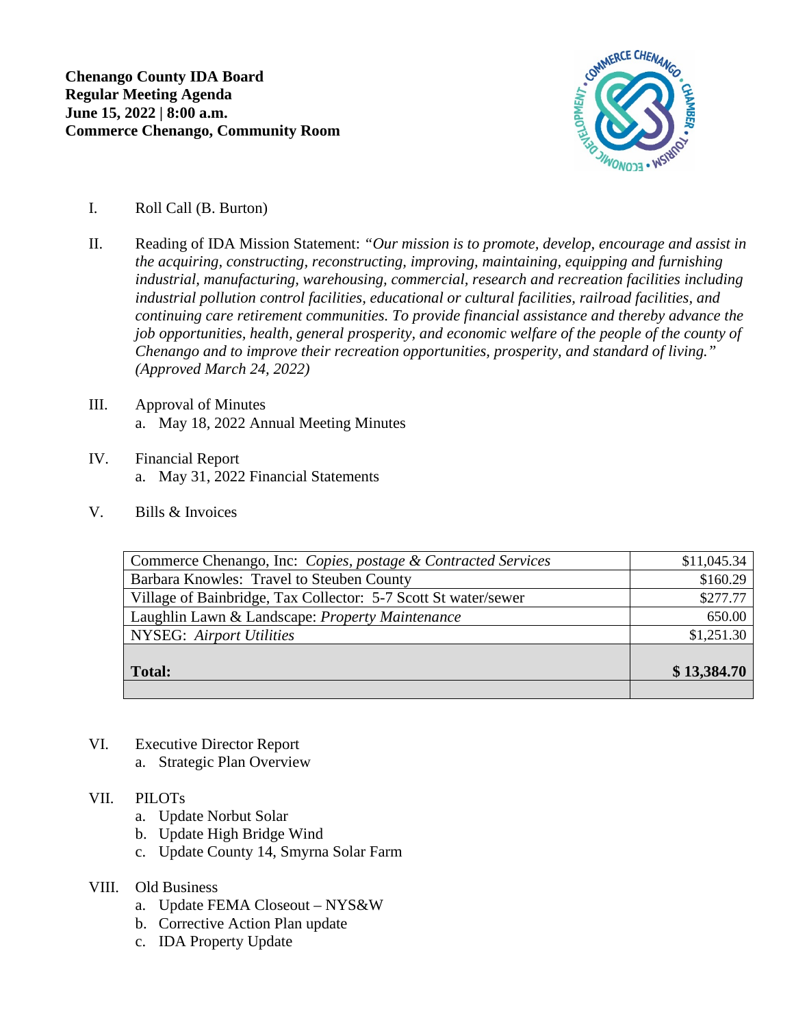**Chenango County IDA Board**
**Regular Meeting Agenda**
**June 15, 2022 | 8:00 a.m.**
**Commerce Chenango, Community Room**

I. Roll Call (B. Burton)

II. Reading of IDA Mission Statement: *"Our mission is to promote, develop, encourage and assist in the acquiring, constructing, reconstructing, improving, maintaining, equipping and furnishing industrial, manufacturing, warehousing, commercial, research and recreation facilities including industrial pollution control facilities, educational or cultural facilities, railroad facilities, and continuing care retirement communities. To provide financial assistance and thereby advance the job opportunities, health, general prosperity, and economic welfare of the people of the county of Chenango and to improve their recreation opportunities, prosperity, and standard of living." (Approved March 24, 2022)*

III. Approval of Minutes
  a. May 18, 2022 Annual Meeting Minutes

IV. Financial Report
  a. May 31, 2022 Financial Statements

V. Bills & Invoices

| | |
|---|---|
| Commerce Chenango, Inc: *Copies, postage & Contracted Services* | $11,045.34 |
| Barbara Knowles: Travel to Steuben County | $160.29 |
| Village of Bainbridge, Tax Collector: 5-7 Scott St water/sewer | $277.77 |
| Laughlin Lawn & Landscape: *Property Maintenance* | 650.00 |
| NYSEG: *Airport Utilities* | $1,251.30 |
| **Total:** | **$ 13,384.70** |
| | |

VI. Executive Director Report
  a. Strategic Plan Overview

VII. PILOTs
  a. Update Norbut Solar
  b. Update High Bridge Wind
  c. Update County 14, Smyrna Solar Farm

VIII. Old Business
  a. Update FEMA Closeout – NYS&W
  b. Corrective Action Plan update
  c. IDA Property Update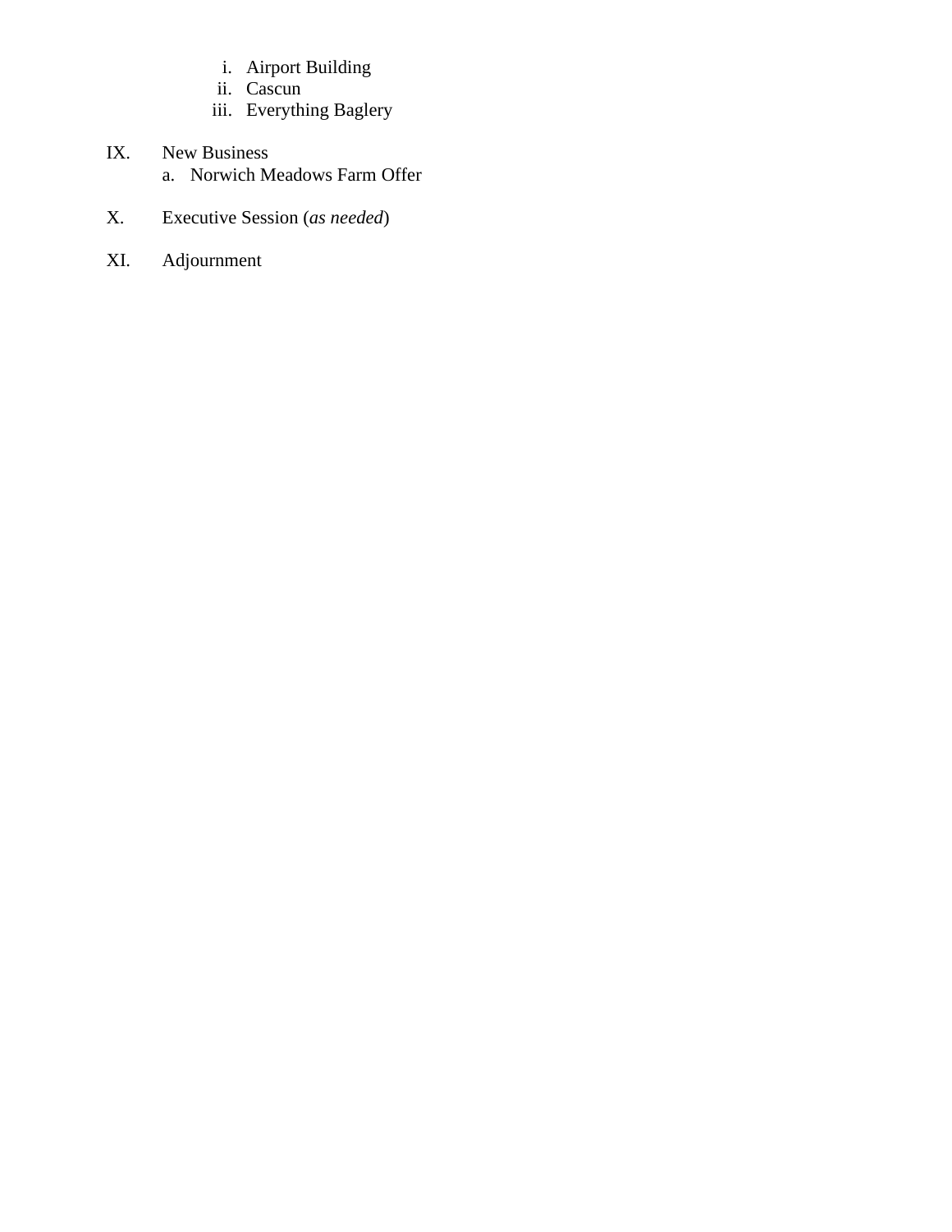i. Airport Building
   ii. Cascun
   iii. Everything Baglery

IX. New Business
   a. Norwich Meadows Farm Offer

X. Executive Session (*as needed*)

XI. Adjournment